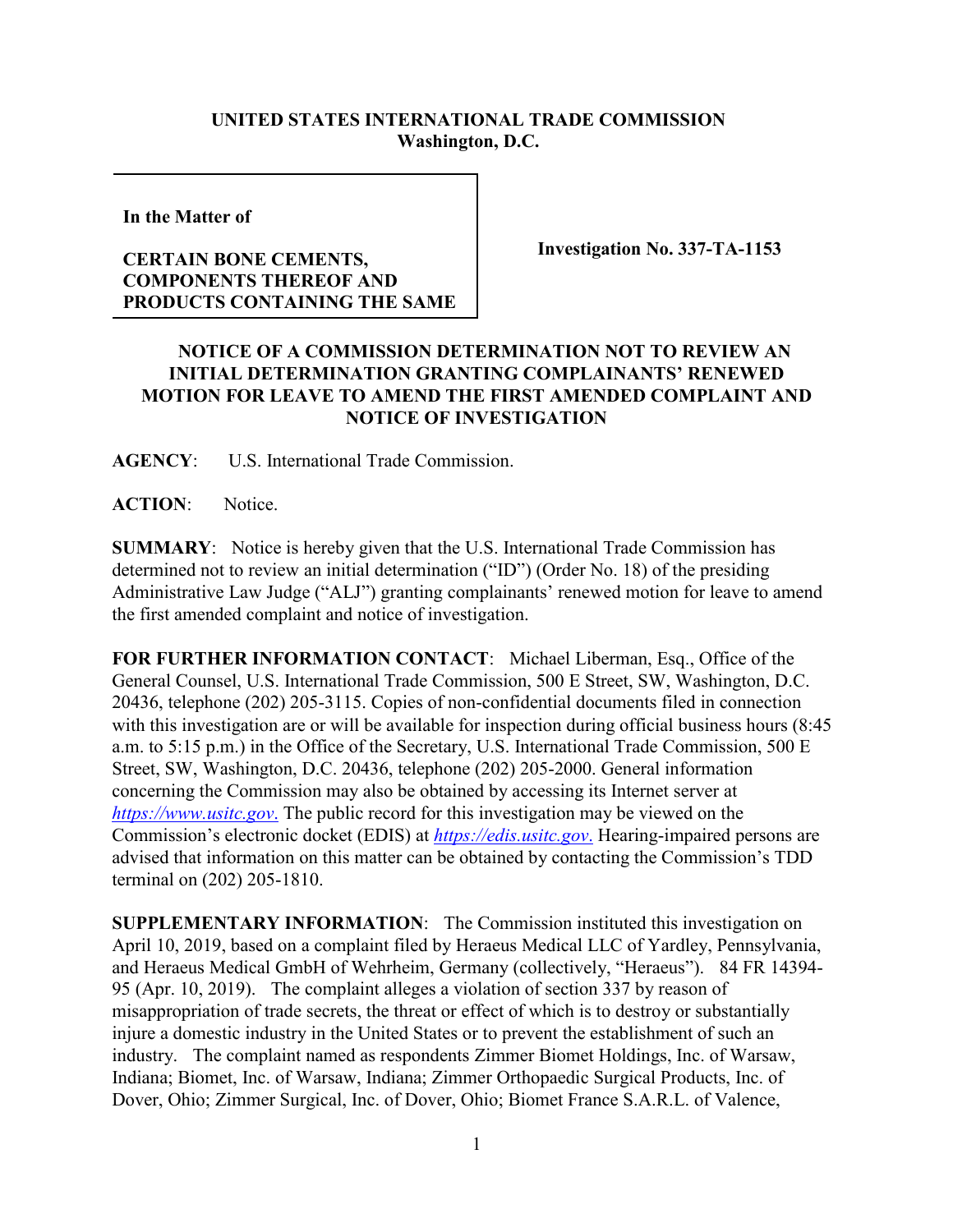**UNITED STATES INTERNATIONAL TRADE COMMISSION**
**Washington, D.C.**

**In the Matter of**

**CERTAIN BONE CEMENTS, COMPONENTS THEREOF AND PRODUCTS CONTAINING THE SAME**

**Investigation No. 337-TA-1153**

**NOTICE OF A COMMISSION DETERMINATION NOT TO REVIEW AN INITIAL DETERMINATION GRANTING COMPLAINANTS' RENEWED MOTION FOR LEAVE TO AMEND THE FIRST AMENDED COMPLAINT AND NOTICE OF INVESTIGATION**

**AGENCY**: U.S. International Trade Commission.

**ACTION**: Notice.

**SUMMARY**: Notice is hereby given that the U.S. International Trade Commission has determined not to review an initial determination ("ID") (Order No. 18) of the presiding Administrative Law Judge ("ALJ") granting complainants' renewed motion for leave to amend the first amended complaint and notice of investigation.

**FOR FURTHER INFORMATION CONTACT**: Michael Liberman, Esq., Office of the General Counsel, U.S. International Trade Commission, 500 E Street, SW, Washington, D.C. 20436, telephone (202) 205-3115. Copies of non-confidential documents filed in connection with this investigation are or will be available for inspection during official business hours (8:45 a.m. to 5:15 p.m.) in the Office of the Secretary, U.S. International Trade Commission, 500 E Street, SW, Washington, D.C. 20436, telephone (202) 205-2000. General information concerning the Commission may also be obtained by accessing its Internet server at *https://www.usitc.gov*. The public record for this investigation may be viewed on the Commission's electronic docket (EDIS) at *https://edis.usitc.gov*. Hearing-impaired persons are advised that information on this matter can be obtained by contacting the Commission's TDD terminal on (202) 205-1810.

**SUPPLEMENTARY INFORMATION**: The Commission instituted this investigation on April 10, 2019, based on a complaint filed by Heraeus Medical LLC of Yardley, Pennsylvania, and Heraeus Medical GmbH of Wehrheim, Germany (collectively, "Heraeus"). 84 FR 14394-95 (Apr. 10, 2019). The complaint alleges a violation of section 337 by reason of misappropriation of trade secrets, the threat or effect of which is to destroy or substantially injure a domestic industry in the United States or to prevent the establishment of such an industry. The complaint named as respondents Zimmer Biomet Holdings, Inc. of Warsaw, Indiana; Biomet, Inc. of Warsaw, Indiana; Zimmer Orthopaedic Surgical Products, Inc. of Dover, Ohio; Zimmer Surgical, Inc. of Dover, Ohio; Biomet France S.A.R.L. of Valence,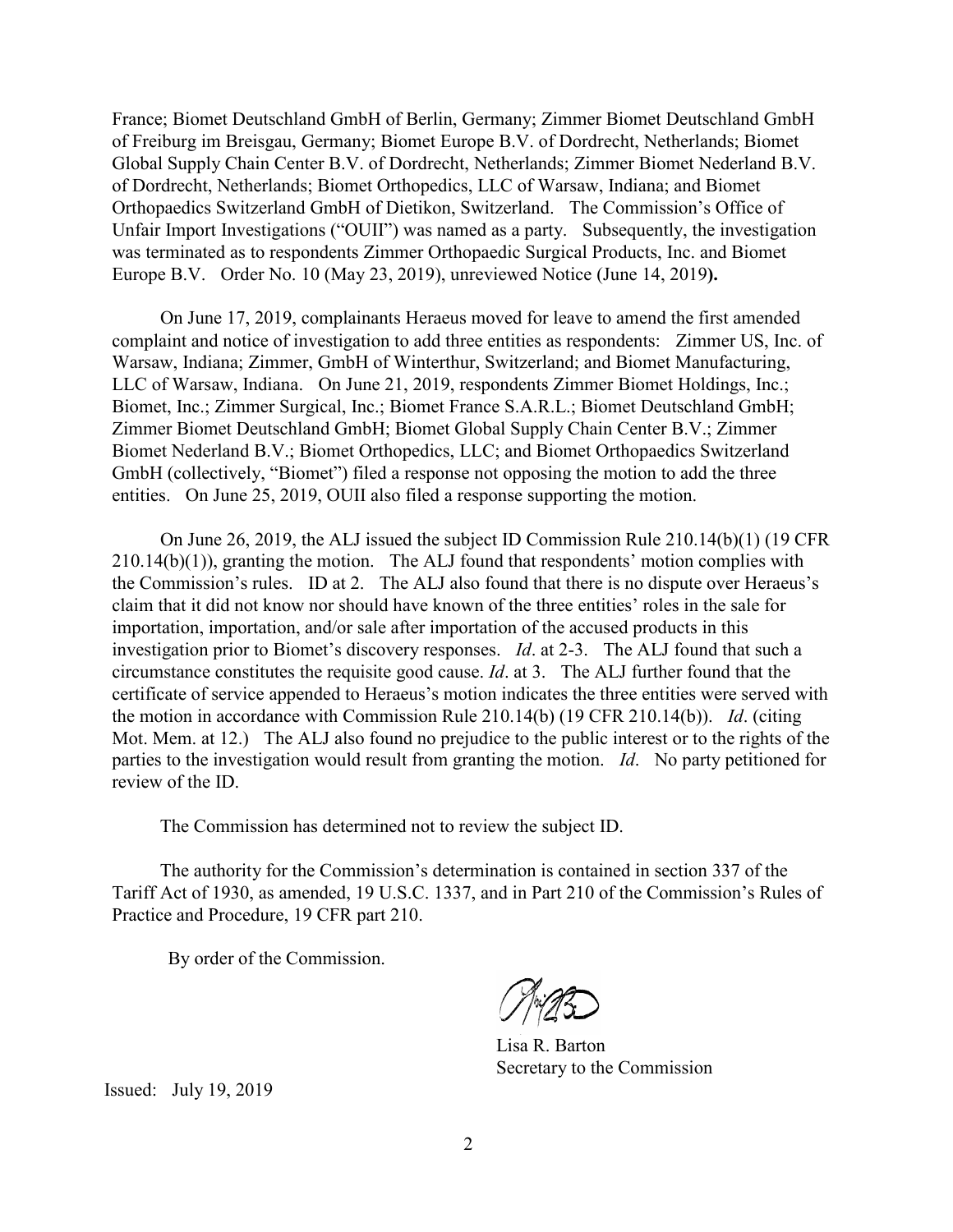France; Biomet Deutschland GmbH of Berlin, Germany; Zimmer Biomet Deutschland GmbH of Freiburg im Breisgau, Germany; Biomet Europe B.V. of Dordrecht, Netherlands; Biomet Global Supply Chain Center B.V. of Dordrecht, Netherlands; Zimmer Biomet Nederland B.V. of Dordrecht, Netherlands; Biomet Orthopedics, LLC of Warsaw, Indiana; and Biomet Orthopaedics Switzerland GmbH of Dietikon, Switzerland. The Commission's Office of Unfair Import Investigations ("OUII") was named as a party. Subsequently, the investigation was terminated as to respondents Zimmer Orthopaedic Surgical Products, Inc. and Biomet Europe B.V. Order No. 10 (May 23, 2019), unreviewed Notice (June 14, 2019**).**

On June 17, 2019, complainants Heraeus moved for leave to amend the first amended complaint and notice of investigation to add three entities as respondents: Zimmer US, Inc. of Warsaw, Indiana; Zimmer, GmbH of Winterthur, Switzerland; and Biomet Manufacturing, LLC of Warsaw, Indiana. On June 21, 2019, respondents Zimmer Biomet Holdings, Inc.; Biomet, Inc.; Zimmer Surgical, Inc.; Biomet France S.A.R.L.; Biomet Deutschland GmbH; Zimmer Biomet Deutschland GmbH; Biomet Global Supply Chain Center B.V.; Zimmer Biomet Nederland B.V.; Biomet Orthopedics, LLC; and Biomet Orthopaedics Switzerland GmbH (collectively, "Biomet") filed a response not opposing the motion to add the three entities. On June 25, 2019, OUII also filed a response supporting the motion.

On June 26, 2019, the ALJ issued the subject ID Commission Rule 210.14(b)(1) (19 CFR 210.14(b)(1)), granting the motion. The ALJ found that respondents' motion complies with the Commission's rules. ID at 2. The ALJ also found that there is no dispute over Heraeus's claim that it did not know nor should have known of the three entities' roles in the sale for importation, importation, and/or sale after importation of the accused products in this investigation prior to Biomet's discovery responses. *Id*. at 2-3. The ALJ found that such a circumstance constitutes the requisite good cause. *Id*. at 3. The ALJ further found that the certificate of service appended to Heraeus's motion indicates the three entities were served with the motion in accordance with Commission Rule 210.14(b) (19 CFR 210.14(b)). *Id*. (citing Mot. Mem. at 12.) The ALJ also found no prejudice to the public interest or to the rights of the parties to the investigation would result from granting the motion. *Id*. No party petitioned for review of the ID.

The Commission has determined not to review the subject ID.

The authority for the Commission's determination is contained in section 337 of the Tariff Act of 1930, as amended, 19 U.S.C. 1337, and in Part 210 of the Commission's Rules of Practice and Procedure, 19 CFR part 210.

By order of the Commission.

Lisa R. Barton
Secretary to the Commission

Issued: July 19, 2019